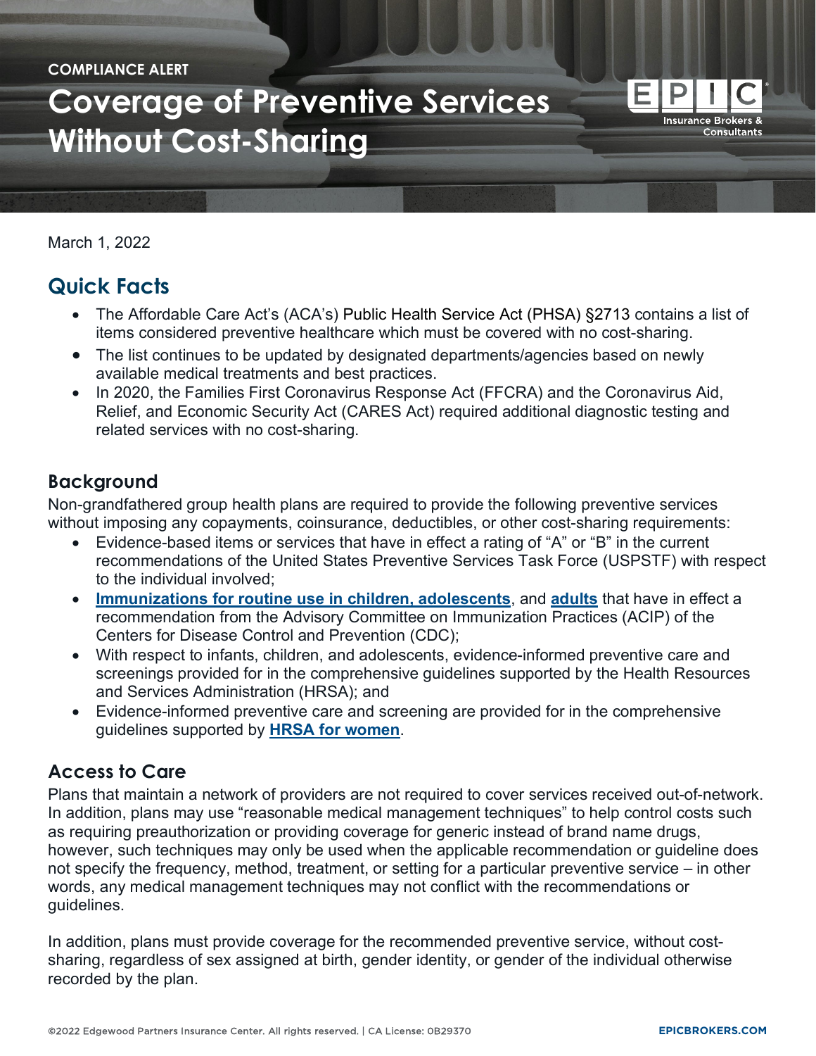COMPLIANCE ALERT

# Coverage of Preventive Services Without Cost-Sharing

March 1, 2022

## Quick Facts

- The Affordable Care Act's (ACA's) Public Health Service Act (PHSA) §2713 contains a list of items considered preventive healthcare which must be covered with no cost-sharing.
- The list continues to be updated by designated departments/agencies based on newly available medical treatments and best practices.
- In 2020, the Families First Coronavirus Response Act (FFCRA) and the Coronavirus Aid, Relief, and Economic Security Act (CARES Act) required additional diagnostic testing and related services with no cost-sharing.

### Background

Non-grandfathered group health plans are required to provide the following preventive services without imposing any copayments, coinsurance, deductibles, or other cost-sharing requirements:

- Evidence-based items or services that have in effect a rating of "A" or "B" in the current recommendations of the United States Preventive Services Task Force (USPSTF) with respect to the individual involved;
- **Immunizations for routine use in children, adolescents**, and **adults** that have in effect a recommendation from the Advisory Committee on Immunization Practices (ACIP) of the Centers for Disease Control and Prevention (CDC);
- With respect to infants, children, and adolescents, evidence-informed preventive care and screenings provided for in the comprehensive guidelines supported by the Health Resources and Services Administration (HRSA); and
- Evidence-informed preventive care and screening are provided for in the comprehensive guidelines supported by **HRSA for women**.

### Access to Care

Plans that maintain a network of providers are not required to cover services received out-of-network. In addition, plans may use "reasonable medical management techniques" to help control costs such as requiring preauthorization or providing coverage for generic instead of brand name drugs, however, such techniques may only be used when the applicable recommendation or guideline does not specify the frequency, method, treatment, or setting for a particular preventive service – in other words, any medical management techniques may not conflict with the recommendations or guidelines.

In addition, plans must provide coverage for the recommended preventive service, without cost-sharing, regardless of sex assigned at birth, gender identity, or gender of the individual otherwise recorded by the plan.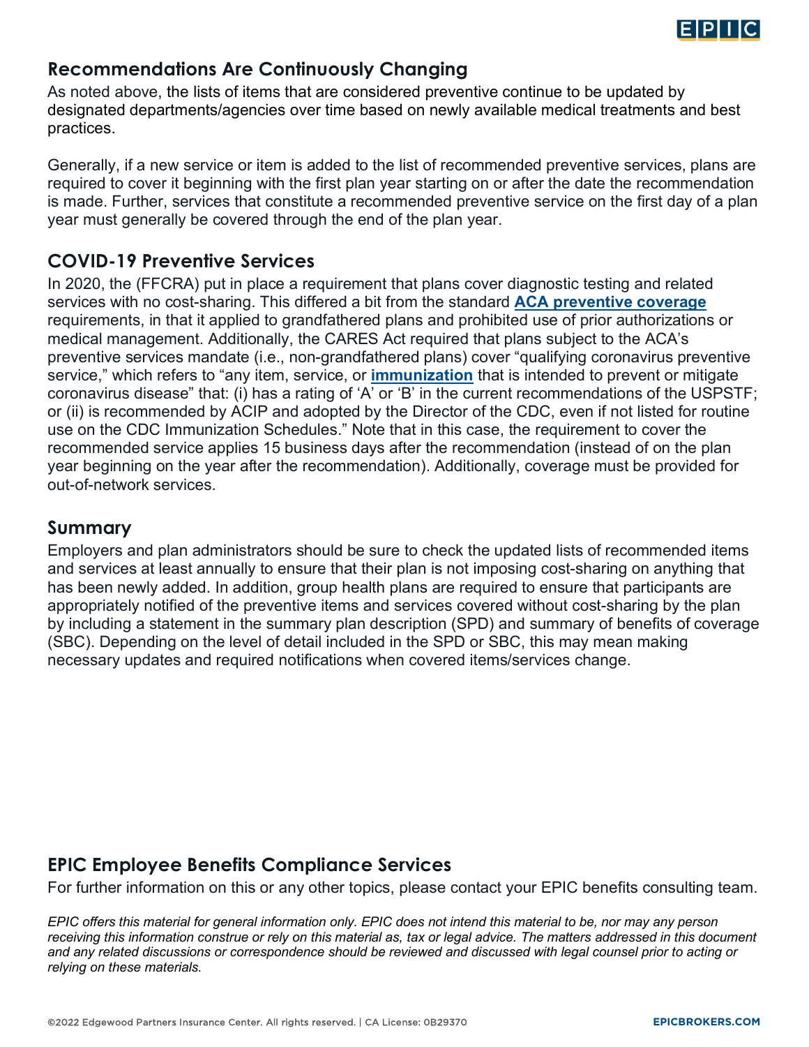## Recommendations Are Continuously Changing

As noted above, the lists of items that are considered preventive continue to be updated by designated departments/agencies over time based on newly available medical treatments and best practices.

Generally, if a new service or item is added to the list of recommended preventive services, plans are required to cover it beginning with the first plan year starting on or after the date the recommendation is made. Further, services that constitute a recommended preventive service on the first day of a plan year must generally be covered through the end of the plan year.

## COVID-19 Preventive Services

In 2020, the (FFCRA) put in place a requirement that plans cover diagnostic testing and related services with no cost-sharing. This differed a bit from the standard **ACA preventive coverage** requirements, in that it applied to grandfathered plans and prohibited use of prior authorizations or medical management. Additionally, the CARES Act required that plans subject to the ACA's preventive services mandate (i.e., non-grandfathered plans) cover "qualifying coronavirus preventive service," which refers to "any item, service, or **immunization** that is intended to prevent or mitigate coronavirus disease" that: (i) has a rating of 'A' or 'B' in the current recommendations of the USPSTF; or (ii) is recommended by ACIP and adopted by the Director of the CDC, even if not listed for routine use on the CDC Immunization Schedules." Note that in this case, the requirement to cover the recommended service applies 15 business days after the recommendation (instead of on the plan year beginning on the year after the recommendation). Additionally, coverage must be provided for out-of-network services.

## Summary

Employers and plan administrators should be sure to check the updated lists of recommended items and services at least annually to ensure that their plan is not imposing cost-sharing on anything that has been newly added. In addition, group health plans are required to ensure that participants are appropriately notified of the preventive items and services covered without cost-sharing by the plan by including a statement in the summary plan description (SPD) and summary of benefits of coverage (SBC). Depending on the level of detail included in the SPD or SBC, this may mean making necessary updates and required notifications when covered items/services change.

## EPIC Employee Benefits Compliance Services

For further information on this or any other topics, please contact your EPIC benefits consulting team.

*EPIC offers this material for general information only. EPIC does not intend this material to be, nor may any person receiving this information construe or rely on this material as, tax or legal advice. The matters addressed in this document and any related discussions or correspondence should be reviewed and discussed with legal counsel prior to acting or relying on these materials.*

©2022 Edgewood Partners Insurance Center. All rights reserved. | CA License: 0B29370